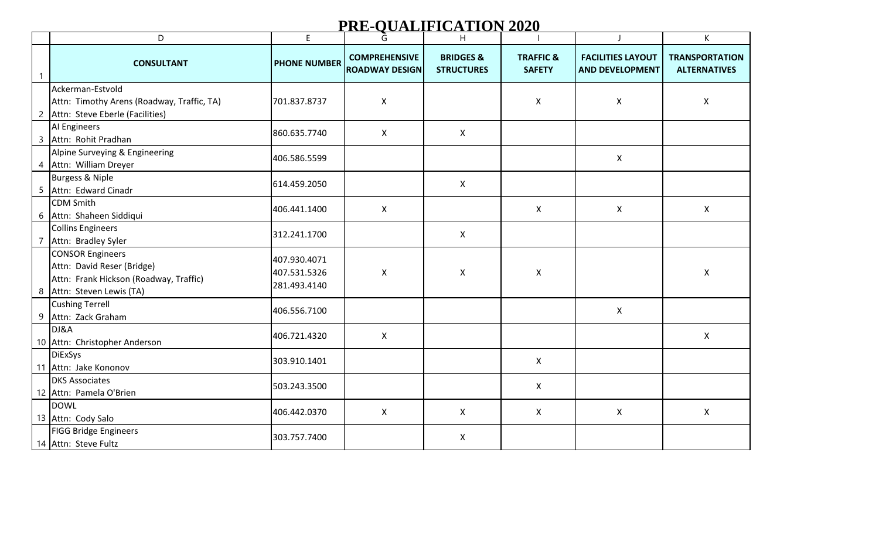# PRE-QUALIFICATION 2020

| | D | E | G | H | I | J | K |
|---|---|---|---|---|---|---|---|
| 1 | **CONSULTANT** | **PHONE NUMBER** | **COMPREHENSIVE ROADWAY DESIGN** | **BRIDGES & STRUCTURES** | **TRAFFIC & SAFETY** | **FACILITIES LAYOUT AND DEVELOPMENT** | **TRANSPORTATION ALTERNATIVES** |
| 2 | Ackerman-Estvold<br>Attn: Timothy Arens (Roadway, Traffic, TA)<br>Attn: Steve Eberle (Facilities) | 701.837.8737 | X | | X | X | X |
| 3 | AI Engineers<br>Attn: Rohit Pradhan | 860.635.7740 | X | X | | | |
| 4 | Alpine Surveying & Engineering<br>Attn: William Dreyer | 406.586.5599 | | | | X | |
| 5 | Burgess & Niple<br>Attn: Edward Cinadr | 614.459.2050 | | X | | | |
| 6 | CDM Smith<br>Attn: Shaheen Siddiqui | 406.441.1400 | X | | X | X | X |
| 7 | Collins Engineers<br>Attn: Bradley Syler | 312.241.1700 | | X | | | |
| 8 | CONSOR Engineers<br>Attn: David Reser (Bridge)<br>Attn: Frank Hickson (Roadway, Traffic)<br>Attn: Steven Lewis (TA) | 407.930.4071<br>407.531.5326<br>281.493.4140 | X | X | X | | X |
| 9 | Cushing Terrell<br>Attn: Zack Graham | 406.556.7100 | | | | X | |
| 10 | DJ&A<br>Attn: Christopher Anderson | 406.721.4320 | X | | | | X |
| 11 | DiExSys<br>Attn: Jake Kononov | 303.910.1401 | | | X | | |
| 12 | DKS Associates<br>Attn: Pamela O'Brien | 503.243.3500 | | | X | | |
| 13 | DOWL<br>Attn: Cody Salo | 406.442.0370 | X | X | X | X | X |
| 14 | FIGG Bridge Engineers<br>Attn: Steve Fultz | 303.757.7400 | | X | | | |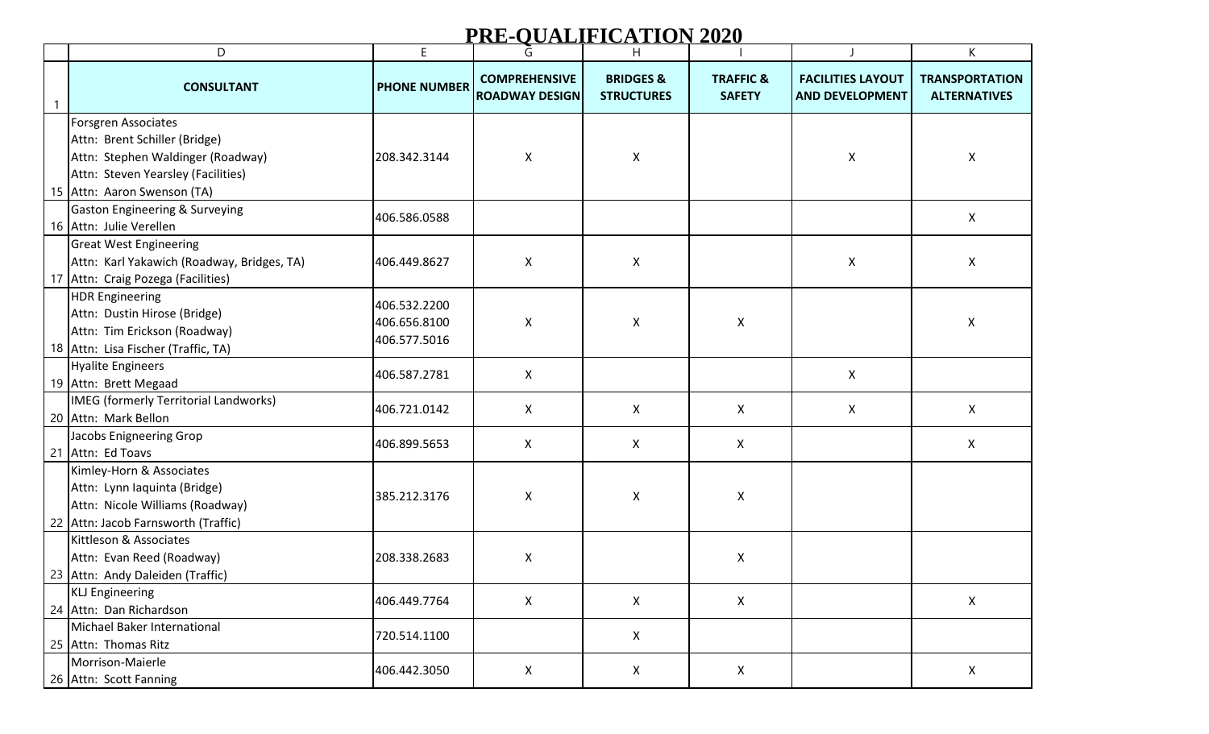# PRE-QUALIFICATION 2020

| | D | E | G | H | I | J | K |
|---|---|---|---|---|---|---|---|
| 1 | **CONSULTANT** | **PHONE NUMBER** | **COMPREHENSIVE ROADWAY DESIGN** | **BRIDGES & STRUCTURES** | **TRAFFIC & SAFETY** | **FACILITIES LAYOUT AND DEVELOPMENT** | **TRANSPORTATION ALTERNATIVES** |
| 15 | Forsgren Associates<br>Attn: Brent Schiller (Bridge)<br>Attn: Stephen Waldinger (Roadway)<br>Attn: Steven Yearsley (Facilities)<br>Attn: Aaron Swenson (TA) | 208.342.3144 | X | X | | X | X |
| 16 | Gaston Engineering & Surveying<br>Attn: Julie Verellen | 406.586.0588 | | | | | X |
| 17 | Great West Engineering<br>Attn: Karl Yakawich (Roadway, Bridges, TA)<br>Attn: Craig Pozega (Facilities) | 406.449.8627 | X | X | | X | X |
| 18 | HDR Engineering<br>Attn: Dustin Hirose (Bridge)<br>Attn: Tim Erickson (Roadway)<br>Attn: Lisa Fischer (Traffic, TA) | 406.532.2200<br>406.656.8100<br>406.577.5016 | X | X | X | | X |
| 19 | Hyalite Engineers<br>Attn: Brett Megaad | 406.587.2781 | X | | | X | |
| 20 | IMEG (formerly Territorial Landworks)<br>Attn: Mark Bellon | 406.721.0142 | X | X | X | X | X |
| 21 | Jacobs Enigneering Grop<br>Attn: Ed Toavs | 406.899.5653 | X | X | X | | X |
| 22 | Kimley-Horn & Associates<br>Attn: Lynn Iaquinta (Bridge)<br>Attn: Nicole Williams (Roadway)<br>Attn: Jacob Farnsworth (Traffic) | 385.212.3176 | X | X | X | | |
| 23 | Kittleson & Associates<br>Attn: Evan Reed (Roadway)<br>Attn: Andy Daleiden (Traffic) | 208.338.2683 | X | | X | | |
| 24 | KLJ Engineering<br>Attn: Dan Richardson | 406.449.7764 | X | X | X | | X |
| 25 | Michael Baker International<br>Attn: Thomas Ritz | 720.514.1100 | | X | | | |
| 26 | Morrison-Maierle<br>Attn: Scott Fanning | 406.442.3050 | X | X | X | | X |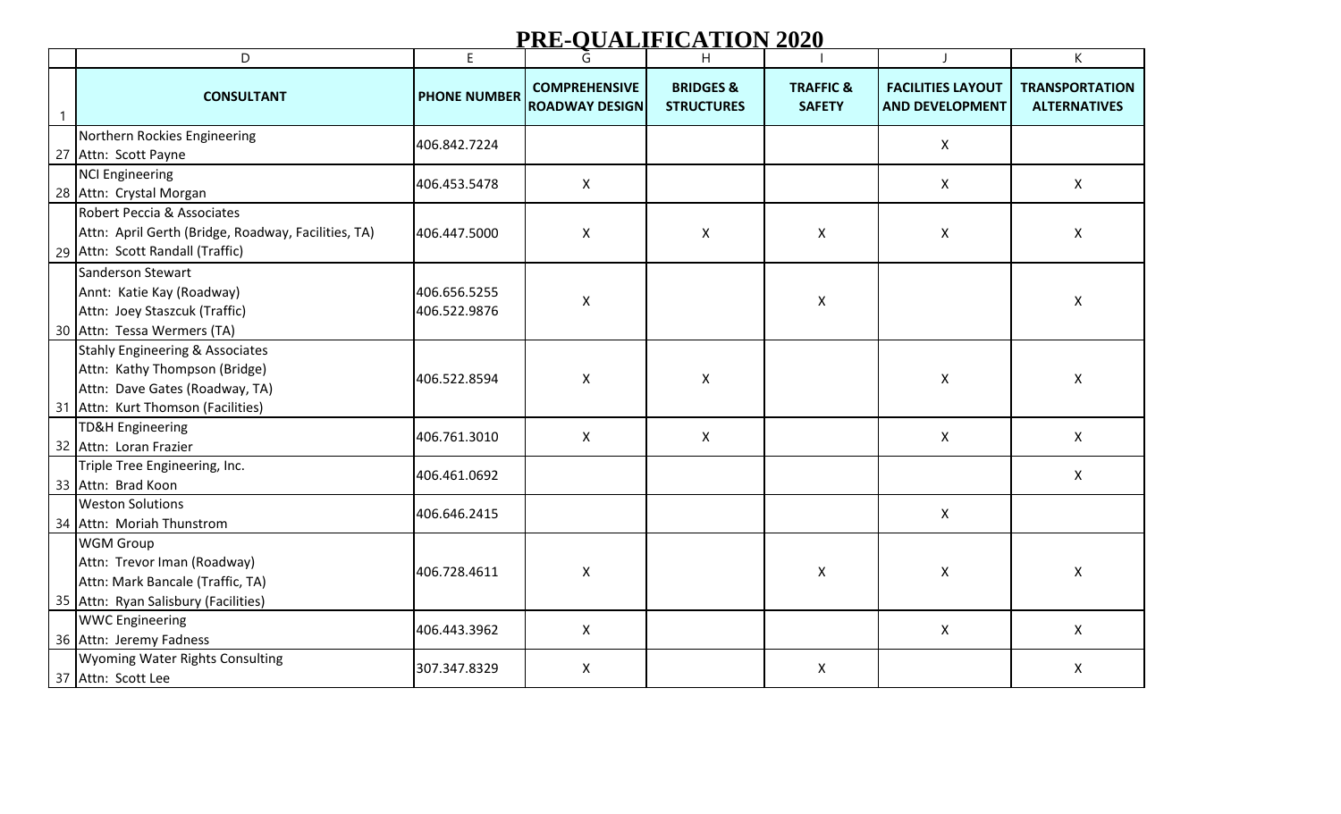# PRE-QUALIFICATION 2020

| | D | E | G | H | I | J | K |
|---|---|---|---|---|---|---|---|
| 1 | **CONSULTANT** | **PHONE NUMBER** | **COMPREHENSIVE ROADWAY DESIGN** | **BRIDGES & STRUCTURES** | **TRAFFIC & SAFETY** | **FACILITIES LAYOUT AND DEVELOPMENT** | **TRANSPORTATION ALTERNATIVES** |
| 27 | Northern Rockies Engineering<br>Attn: Scott Payne | 406.842.7224 | | | | X | |
| 28 | NCI Engineering<br>Attn: Crystal Morgan | 406.453.5478 | X | | | X | X |
| 29 | Robert Peccia & Associates<br>Attn: April Gerth (Bridge, Roadway, Facilities, TA)<br>Attn: Scott Randall (Traffic) | 406.447.5000 | X | X | X | X | X |
| 30 | Sanderson Stewart<br>Annt: Katie Kay (Roadway)<br>Attn: Joey Staszcuk (Traffic)<br>Attn: Tessa Wermers (TA) | 406.656.5255<br>406.522.9876 | X | | X | | X |
| 31 | Stahly Engineering & Associates<br>Attn: Kathy Thompson (Bridge)<br>Attn: Dave Gates (Roadway, TA)<br>Attn: Kurt Thomson (Facilities) | 406.522.8594 | X | X | | X | X |
| 32 | TD&H Engineering<br>Attn: Loran Frazier | 406.761.3010 | X | X | | X | X |
| 33 | Triple Tree Engineering, Inc.<br>Attn: Brad Koon | 406.461.0692 | | | | | X |
| 34 | Weston Solutions<br>Attn: Moriah Thunstrom | 406.646.2415 | | | | X | |
| 35 | WGM Group<br>Attn: Trevor Iman (Roadway)<br>Attn: Mark Bancale (Traffic, TA)<br>Attn: Ryan Salisbury (Facilities) | 406.728.4611 | X | | X | X | X |
| 36 | WWC Engineering<br>Attn: Jeremy Fadness | 406.443.3962 | X | | | X | X |
| 37 | Wyoming Water Rights Consulting<br>Attn: Scott Lee | 307.347.8329 | X | | X | | X |